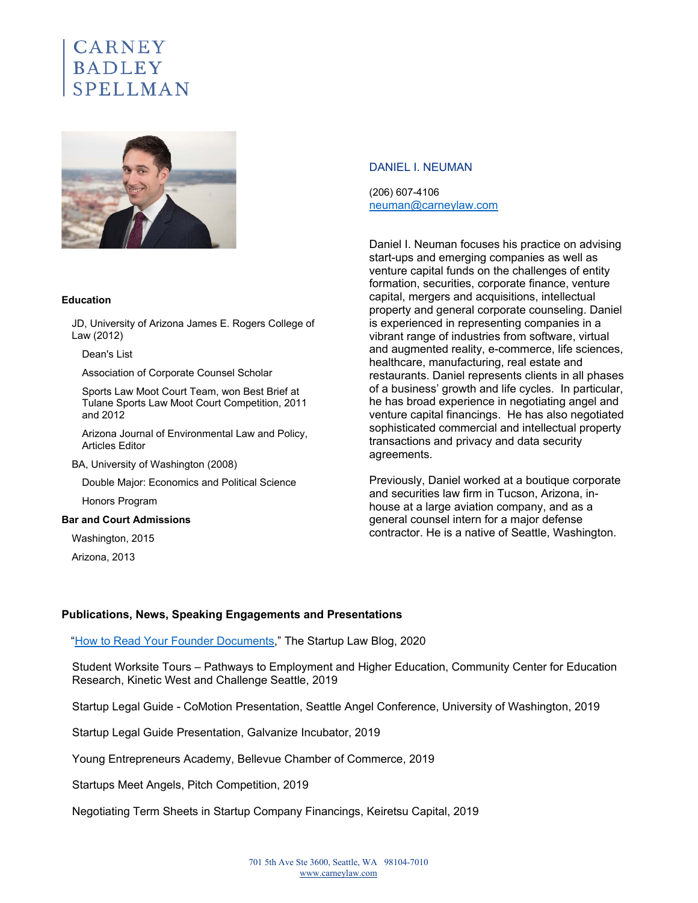CARNEY
BADLEY
SPELLMAN

## DANIEL I. NEUMAN

(206) 607-4106
neuman@carneylaw.com

Daniel I. Neuman focuses his practice on advising start-ups and emerging companies as well as venture capital funds on the challenges of entity formation, securities, corporate finance, venture capital, mergers and acquisitions, intellectual property and general corporate counseling. Daniel is experienced in representing companies in a vibrant range of industries from software, virtual and augmented reality, e-commerce, life sciences, healthcare, manufacturing, real estate and restaurants. Daniel represents clients in all phases of a business' growth and life cycles. In particular, he has broad experience in negotiating angel and venture capital financings. He has also negotiated sophisticated commercial and intellectual property transactions and privacy and data security agreements.

Previously, Daniel worked at a boutique corporate and securities law firm in Tucson, Arizona, in-house at a large aviation company, and as a general counsel intern for a major defense contractor. He is a native of Seattle, Washington.

### Education

- JD, University of Arizona James E. Rogers College of Law (2012)
  - Dean's List
  - Association of Corporate Counsel Scholar
  - Sports Law Moot Court Team, won Best Brief at Tulane Sports Law Moot Court Competition, 2011 and 2012
  - Arizona Journal of Environmental Law and Policy, Articles Editor
- BA, University of Washington (2008)
  - Double Major: Economics and Political Science
  - Honors Program

### Bar and Court Admissions

- Washington, 2015
- Arizona, 2013

### Publications, News, Speaking Engagements and Presentations

"How to Read Your Founder Documents," The Startup Law Blog, 2020

Student Worksite Tours – Pathways to Employment and Higher Education, Community Center for Education Research, Kinetic West and Challenge Seattle, 2019

Startup Legal Guide - CoMotion Presentation, Seattle Angel Conference, University of Washington, 2019

Startup Legal Guide Presentation, Galvanize Incubator, 2019

Young Entrepreneurs Academy, Bellevue Chamber of Commerce, 2019

Startups Meet Angels, Pitch Competition, 2019

Negotiating Term Sheets in Startup Company Financings, Keiretsu Capital, 2019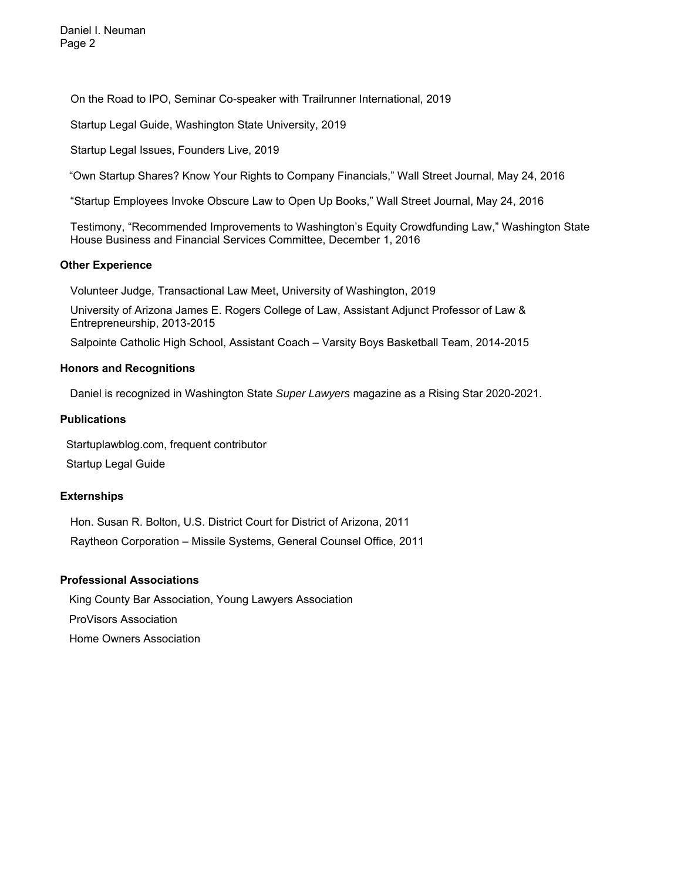On the Road to IPO, Seminar Co-speaker with Trailrunner International, 2019

Startup Legal Guide, Washington State University, 2019

Startup Legal Issues, Founders Live, 2019

"Own Startup Shares? Know Your Rights to Company Financials," Wall Street Journal, May 24, 2016

"Startup Employees Invoke Obscure Law to Open Up Books," Wall Street Journal, May 24, 2016

Testimony, "Recommended Improvements to Washington's Equity Crowdfunding Law," Washington State House Business and Financial Services Committee, December 1, 2016

**Other Experience**

Volunteer Judge, Transactional Law Meet, University of Washington, 2019

University of Arizona James E. Rogers College of Law, Assistant Adjunct Professor of Law & Entrepreneurship, 2013-2015

Salpointe Catholic High School, Assistant Coach – Varsity Boys Basketball Team, 2014-2015

**Honors and Recognitions**

Daniel is recognized in Washington State *Super Lawyers* magazine as a Rising Star 2020-2021.

**Publications**

Startuplawblog.com, frequent contributor

Startup Legal Guide

**Externships**

Hon. Susan R. Bolton, U.S. District Court for District of Arizona, 2011

Raytheon Corporation – Missile Systems, General Counsel Office, 2011

**Professional Associations**

King County Bar Association, Young Lawyers Association

ProVisors Association

Home Owners Association